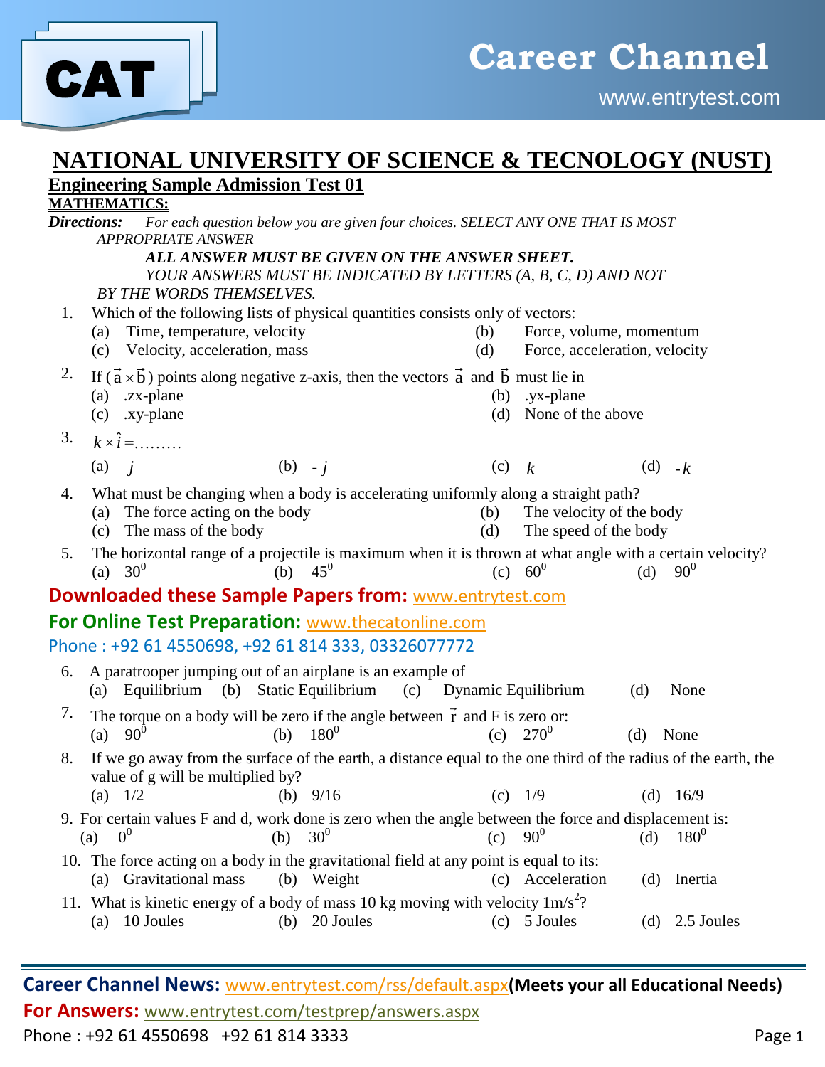# NATIONAL UNIVERSITY OF SCIENCE & TECNOLOGY (NUST)

## Engineering Sample Admission Test 01

### MATHEMATICS:

***Directions:*** *For each question below you are given four choices. SELECT ANY ONE THAT IS MOST APPROPRIATE ANSWER*

***ALL ANSWER MUST BE GIVEN ON THE ANSWER SHEET.***

*YOUR ANSWERS MUST BE INDICATED BY LETTERS (A, B, C, D) AND NOT BY THE WORDS THEMSELVES.*

1. Which of the following lists of physical quantities consists only of vectors:
   (a) Time, temperature, velocity (b) Force, volume, momentum
   (c) Velocity, acceleration, mass (d) Force, acceleration, velocity

2. If ($\vec{a} \times \vec{b}$) points along negative z-axis, then the vectors $\vec{a}$ and $\vec{b}$ must lie in
   (a) .zx-plane (b) .yx-plane
   (c) .xy-plane (d) None of the above

3. $k \times \hat{i} =$………
   (a) $j$ (b) $-j$ (c) $k$ (d) $-k$

4. What must be changing when a body is accelerating uniformly along a straight path?
   (a) The force acting on the body (b) The velocity of the body
   (c) The mass of the body (d) The speed of the body

5. The horizontal range of a projectile is maximum when it is thrown at what angle with a certain velocity?
   (a) $30^0$ (b) $45^0$ (c) $60^0$ (d) $90^0$

**Downloaded these Sample Papers from:** www.entrytest.com

**For Online Test Preparation:** www.thecatonline.com

Phone : +92 61 4550698, +92 61 814 333, 03326077772

6. A paratrooper jumping out of an airplane is an example of
   (a) Equilibrium (b) Static Equilibrium (c) Dynamic Equilibrium (d) None

7. The torque on a body will be zero if the angle between $\vec{r}$ and F is zero or:
   (a) $90^0$ (b) $180^0$ (c) $270^0$ (d) None

8. If we go away from the surface of the earth, a distance equal to the one third of the radius of the earth, the value of g will be multiplied by?
   (a) 1/2 (b) 9/16 (c) 1/9 (d) 16/9

9. For certain values F and d, work done is zero when the angle between the force and displacement is:
   (a) $0^0$ (b) $30^0$ (c) $90^0$ (d) $180^0$

10. The force acting on a body in the gravitational field at any point is equal to its:
    (a) Gravitational mass (b) Weight (c) Acceleration (d) Inertia

11. What is kinetic energy of a body of mass 10 kg moving with velocity $1m/s^2$?
    (a) 10 Joules (b) 20 Joules (c) 5 Joules (d) 2.5 Joules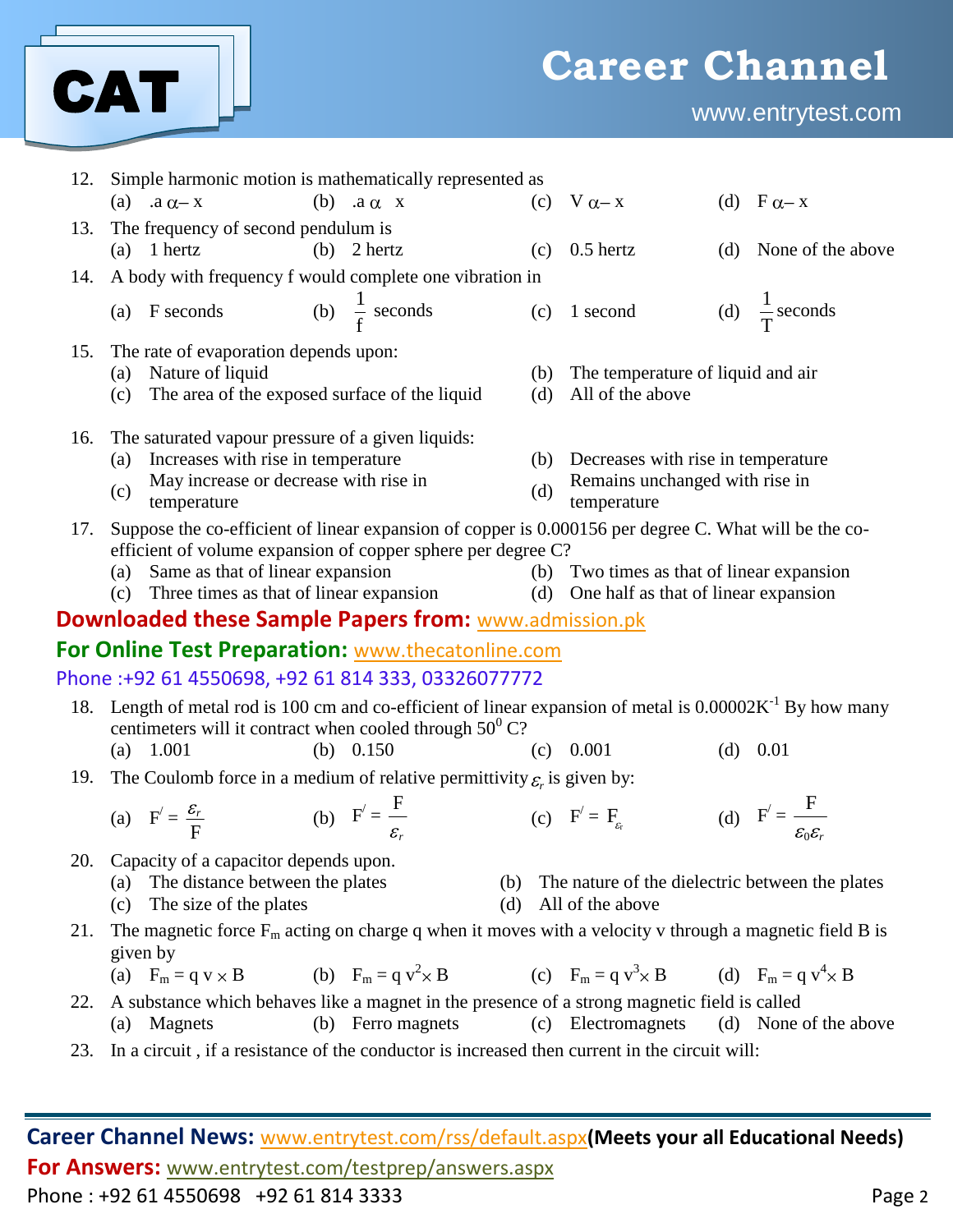12. Simple harmonic motion is mathematically represented as
    (a) $.a \alpha - x$ (b) $.a \alpha\ x$ (c) $V \alpha - x$ (d) $F \alpha - x$

13. The frequency of second pendulum is
    (a) 1 hertz (b) 2 hertz (c) 0.5 hertz (d) None of the above

14. A body with frequency f would complete one vibration in
    (a) F seconds (b) $\frac{1}{f}$ seconds (c) 1 second (d) $\frac{1}{T}$ seconds

15. The rate of evaporation depends upon:
    (a) Nature of liquid
    (b) The temperature of liquid and air
    (c) The area of the exposed surface of the liquid
    (d) All of the above

16. The saturated vapour pressure of a given liquids:
    (a) Increases with rise in temperature
    (b) Decreases with rise in temperature
    (c) May increase or decrease with rise in temperature
    (d) Remains unchanged with rise in temperature

17. Suppose the co-efficient of linear expansion of copper is 0.000156 per degree C. What will be the co-efficient of volume expansion of copper sphere per degree C?
    (a) Same as that of linear expansion
    (b) Two times as that of linear expansion
    (c) Three times as that of linear expansion
    (d) One half as that of linear expansion

**Downloaded these Sample Papers from:** www.admission.pk

**For Online Test Preparation:** www.thecatonline.com

Phone :+92 61 4550698, +92 61 814 333, 03326077772

18. Length of metal rod is 100 cm and co-efficient of linear expansion of metal is $0.00002K^{-1}$ By how many centimeters will it contract when cooled through $50^0$ C?
    (a) 1.001 (b) 0.150 (c) 0.001 (d) 0.01

19. The Coulomb force in a medium of relative permittivity $\varepsilon_r$ is given by:
    (a) $F' = \frac{\varepsilon_r}{F}$ (b) $F' = \frac{F}{\varepsilon_r}$ (c) $F' = F_{\varepsilon_r}$ (d) $F' = \frac{F}{\varepsilon_0 \varepsilon_r}$

20. Capacity of a capacitor depends upon.
    (a) The distance between the plates
    (b) The nature of the dielectric between the plates
    (c) The size of the plates
    (d) All of the above

21. The magnetic force $F_m$ acting on charge q when it moves with a velocity v through a magnetic field B is given by
    (a) $F_m = q\, v \times B$ (b) $F_m = q\, v^2 \times B$ (c) $F_m = q\, v^3 \times B$ (d) $F_m = q\, v^4 \times B$

22. A substance which behaves like a magnet in the presence of a strong magnetic field is called
    (a) Magnets (b) Ferro magnets (c) Electromagnets (d) None of the above

23. In a circuit , if a resistance of the conductor is increased then current in the circuit will:

**Career Channel News:** www.entrytest.com/rss/default.aspx **(Meets your all Educational Needs)**

**For Answers:** www.entrytest.com/testprep/answers.aspx

Phone : +92 61 4550698 +92 61 814 3333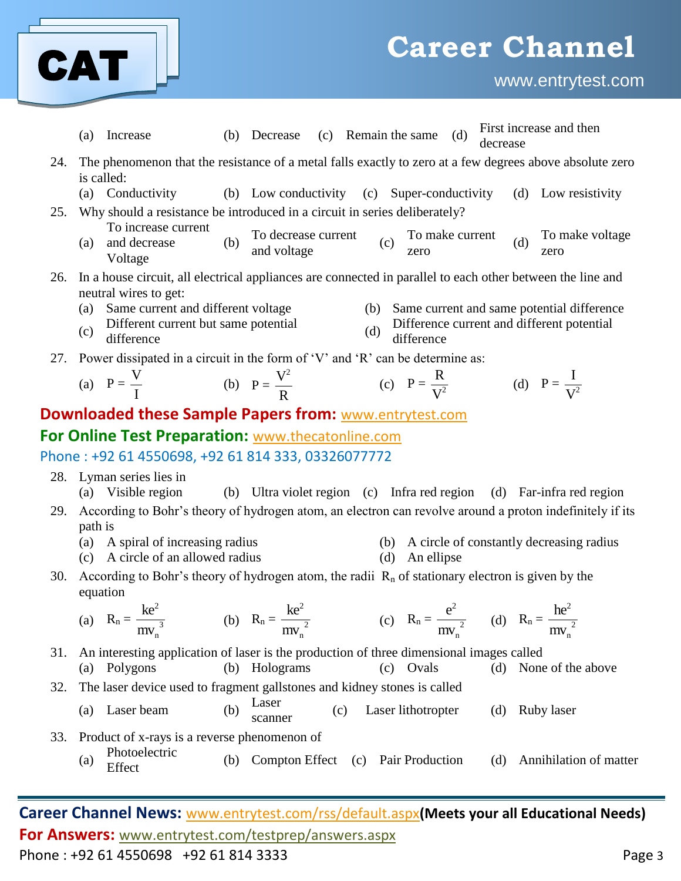(a) Increase (b) Decrease (c) Remain the same (d) First increase and then decrease

24. The phenomenon that the resistance of a metal falls exactly to zero at a few degrees above absolute zero is called:
 (a) Conductivity (b) Low conductivity (c) Super-conductivity (d) Low resistivity

25. Why should a resistance be introduced in a circuit in series deliberately?
 (a) To increase current and decrease Voltage (b) To decrease current and voltage (c) To make current zero (d) To make voltage zero

26. In a house circuit, all electrical appliances are connected in parallel to each other between the line and neutral wires to get:
 (a) Same current and different voltage
 (b) Same current and same potential difference
 (c) Different current but same potential difference
 (d) Difference current and different potential difference

27. Power dissipated in a circuit in the form of 'V' and 'R' can be determine as:
 (a) $P = \frac{V}{I}$ (b) $P = \frac{V^2}{R}$ (c) $P = \frac{R}{V^2}$ (d) $P = \frac{I}{V^2}$

**Downloaded these Sample Papers from:** www.entrytest.com

**For Online Test Preparation:** www.thecatonline.com

Phone : +92 61 4550698, +92 61 814 333, 03326077772

28. Lyman series lies in
 (a) Visible region (b) Ultra violet region (c) Infra red region (d) Far-infra red region

29. According to Bohr's theory of hydrogen atom, an electron can revolve around a proton indefinitely if its path is
 (a) A spiral of increasing radius
 (b) A circle of constantly decreasing radius
 (c) A circle of an allowed radius
 (d) An ellipse

30. According to Bohr's theory of hydrogen atom, the radii $R_n$ of stationary electron is given by the equation
 (a) $R_n = \frac{ke^2}{mv_n^3}$ (b) $R_n = \frac{ke^2}{mv_n^2}$ (c) $R_n = \frac{e^2}{mv_n^2}$ (d) $R_n = \frac{he^2}{mv_n^2}$

31. An interesting application of laser is the production of three dimensional images called
 (a) Polygons (b) Holograms (c) Ovals (d) None of the above

32. The laser device used to fragment gallstones and kidney stones is called
 (a) Laser beam (b) Laser scanner (c) Laser lithotropter (d) Ruby laser

33. Product of x-rays is a reverse phenomenon of
 (a) Photoelectric Effect (b) Compton Effect (c) Pair Production (d) Annihilation of matter

**Career Channel News:** www.entrytest.com/rss/default.aspx **(Meets your all Educational Needs)**

**For Answers:** www.entrytest.com/testprep/answers.aspx

Phone : +92 61 4550698 +92 61 814 3333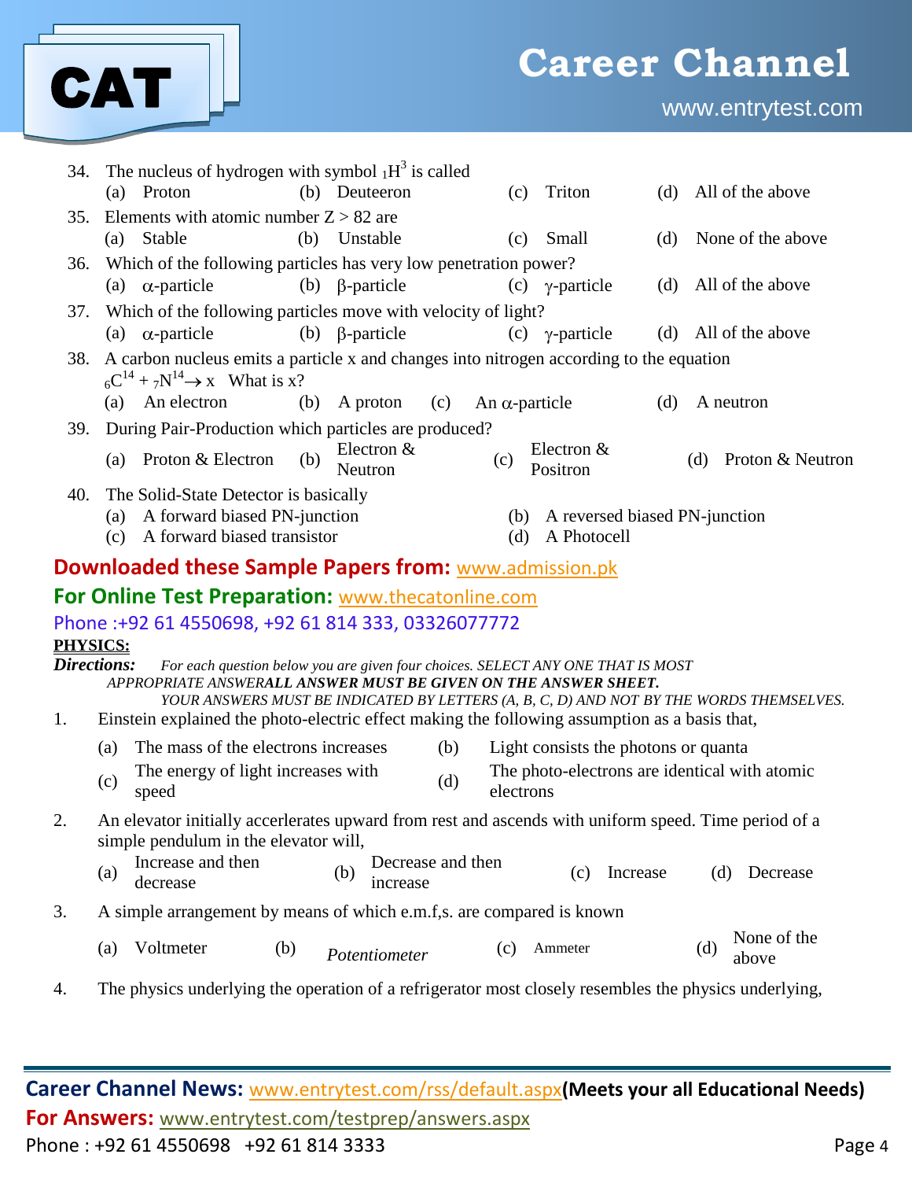34. The nucleus of hydrogen with symbol $_1H^3$ is called
   (a) Proton (b) Deuteeron (c) Triton (d) All of the above

35. Elements with atomic number Z > 82 are
   (a) Stable (b) Unstable (c) Small (d) None of the above

36. Which of the following particles has very low penetration power?
   (a) $\alpha$-particle (b) $\beta$-particle (c) $\gamma$-particle (d) All of the above

37. Which of the following particles move with velocity of light?
   (a) $\alpha$-particle (b) $\beta$-particle (c) $\gamma$-particle (d) All of the above

38. A carbon nucleus emits a particle x and changes into nitrogen according to the equation $_6C^{14} + _7N^{14} \rightarrow x$ What is x?
   (a) An electron (b) A proton (c) An $\alpha$-particle (d) A neutron

39. During Pair-Production which particles are produced?
   (a) Proton & Electron (b) Electron & Neutron (c) Electron & Positron (d) Proton & Neutron

40. The Solid-State Detector is basically
   (a) A forward biased PN-junction (b) A reversed biased PN-junction
   (c) A forward biased transistor (d) A Photocell

**Downloaded these Sample Papers from:** www.admission.pk

**For Online Test Preparation:** www.thecatonline.com

Phone :+92 61 4550698, +92 61 814 333, 03326077772

**PHYSICS:**

***Directions:*** *For each question below you are given four choices. SELECT ANY ONE THAT IS MOST APPROPRIATE ANSWER**ALL ANSWER MUST BE GIVEN ON THE ANSWER SHEET.** YOUR ANSWERS MUST BE INDICATED BY LETTERS (A, B, C, D) AND NOT BY THE WORDS THEMSELVES.*

1. Einstein explained the photo-electric effect making the following assumption as a basis that,
   (a) The mass of the electrons increases (b) Light consists the photons or quanta
   (c) The energy of light increases with speed (d) The photo-electrons are identical with atomic electrons

2. An elevator initially accerlerates upward from rest and ascends with uniform speed. Time period of a simple pendulum in the elevator will,
   (a) Increase and then decrease (b) Decrease and then increase (c) Increase (d) Decrease

3. A simple arrangement by means of which e.m.f,s. are compared is known
   (a) Voltmeter (b) Potentiometer (c) Ammeter (d) None of the above

4. The physics underlying the operation of a refrigerator most closely resembles the physics underlying,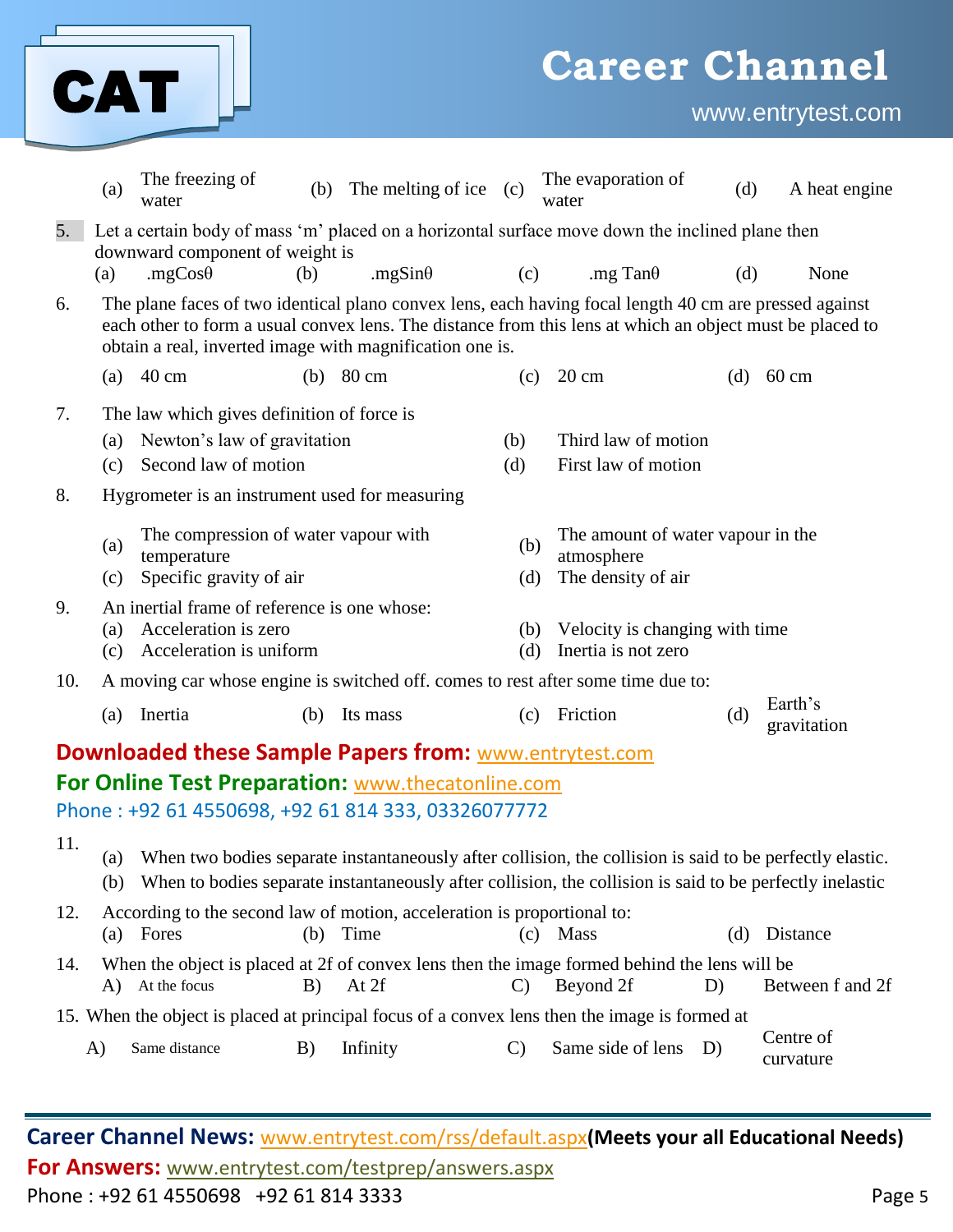(a) The freezing of water (b) The melting of ice (c) The evaporation of water (d) A heat engine

5. Let a certain body of mass 'm' placed on a horizontal surface move down the inclined plane then downward component of weight is
   (a) .mgCosθ (b) .mgSinθ (c) .mg Tanθ (d) None

6. The plane faces of two identical plano convex lens, each having focal length 40 cm are pressed against each other to form a usual convex lens. The distance from this lens at which an object must be placed to obtain a real, inverted image with magnification one is.
   (a) 40 cm (b) 80 cm (c) 20 cm (d) 60 cm

7. The law which gives definition of force is
   (a) Newton's law of gravitation (b) Third law of motion
   (c) Second law of motion (d) First law of motion

8. Hygrometer is an instrument used for measuring
   (a) The compression of water vapour with temperature (b) The amount of water vapour in the atmosphere
   (c) Specific gravity of air (d) The density of air

9. An inertial frame of reference is one whose:
   (a) Acceleration is zero (b) Velocity is changing with time
   (c) Acceleration is uniform (d) Inertia is not zero

10. A moving car whose engine is switched off. comes to rest after some time due to:
    (a) Inertia (b) Its mass (c) Friction (d) Earth's gravitation

**Downloaded these Sample Papers from:** www.entrytest.com
**For Online Test Preparation:** www.thecatonline.com
Phone : +92 61 4550698, +92 61 814 333, 03326077772

11. (a) When two bodies separate instantaneously after collision, the collision is said to be perfectly elastic.
    (b) When to bodies separate instantaneously after collision, the collision is said to be perfectly inelastic

12. According to the second law of motion, acceleration is proportional to:
    (a) Fores (b) Time (c) Mass (d) Distance

14. When the object is placed at 2f of convex lens then the image formed behind the lens will be
    A) At the focus B) At 2f C) Beyond 2f D) Between f and 2f

15. When the object is placed at principal focus of a convex lens then the image is formed at
    A) Same distance B) Infinity C) Same side of lens D) Centre of curvature

**Career Channel News:** www.entrytest.com/rss/default.aspx **(Meets your all Educational Needs)**
**For Answers:** www.entrytest.com/testprep/answers.aspx
Phone : +92 61 4550698 +92 61 814 3333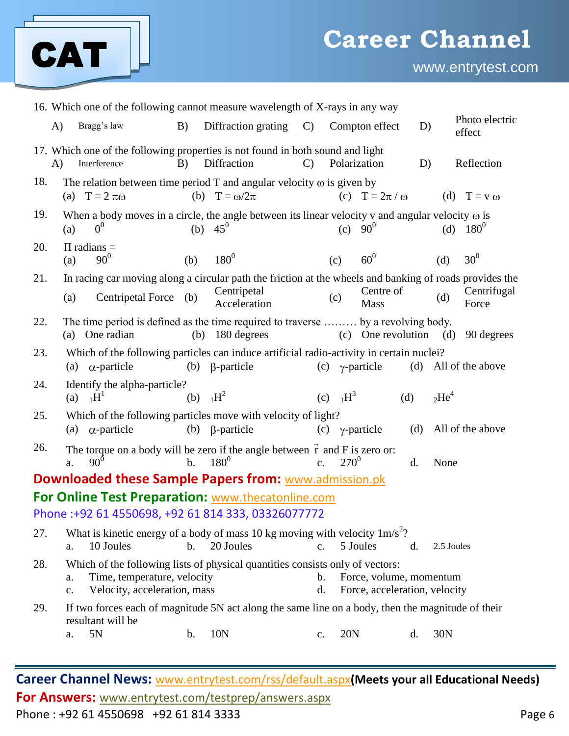16. Which one of the following cannot measure wavelength of X-rays in any way

A) Bragg's law B) Diffraction grating C) Compton effect D) Photo electric effect

17. Which one of the following properties is not found in both sound and light

A) Interference B) Diffraction C) Polarization D) Reflection

18. The relation between time period T and angular velocity $\omega$ is given by

(a) $T = 2\pi\omega$ (b) $T = \omega/2\pi$ (c) $T = 2\pi/\omega$ (d) $T = v\omega$

19. When a body moves in a circle, the angle between its linear velocity v and angular velocity $\omega$ is

(a) $0^0$ (b) $45^0$ (c) $90^0$ (d) $180^0$

20. $\Pi$ radians =

(a) $90^0$ (b) $180^0$ (c) $60^0$ (d) $30^0$

21. In racing car moving along a circular path the friction at the wheels and banking of roads provides the

(a) Centripetal Force (b) Centripetal Acceleration (c) Centre of Mass (d) Centrifugal Force

22. The time period is defined as the time required to traverse ……… by a revolving body.

(a) One radian (b) 180 degrees (c) One revolution (d) 90 degrees

23. Which of the following particles can induce artificial radio-activity in certain nuclei?

(a) $\alpha$-particle (b) $\beta$-particle (c) $\gamma$-particle (d) All of the above

24. Identify the alpha-particle?

(a) ${}_1H^1$ (b) ${}_1H^2$ (c) ${}_1H^3$ (d) ${}_2He^4$

25. Which of the following particles move with velocity of light?

(a) $\alpha$-particle (b) $\beta$-particle (c) $\gamma$-particle (d) All of the above

26. The torque on a body will be zero if the angle between $\vec{r}$ and F is zero or:

a. $90^0$ b. $180^0$ c. $270^0$ d. None

**Downloaded these Sample Papers from:** www.admission.pk

**For Online Test Preparation:** www.thecatonline.com

Phone :+92 61 4550698, +92 61 814 333, 03326077772

27. What is kinetic energy of a body of mass 10 kg moving with velocity $1 m/s^2$?

a. 10 Joules b. 20 Joules c. 5 Joules d. 2.5 Joules

28. Which of the following lists of physical quantities consists only of vectors:

a. Time, temperature, velocity
b. Force, volume, momentum
c. Velocity, acceleration, mass
d. Force, acceleration, velocity

29. If two forces each of magnitude 5N act along the same line on a body, then the magnitude of their resultant will be

a. 5N b. 10N c. 20N d. 30N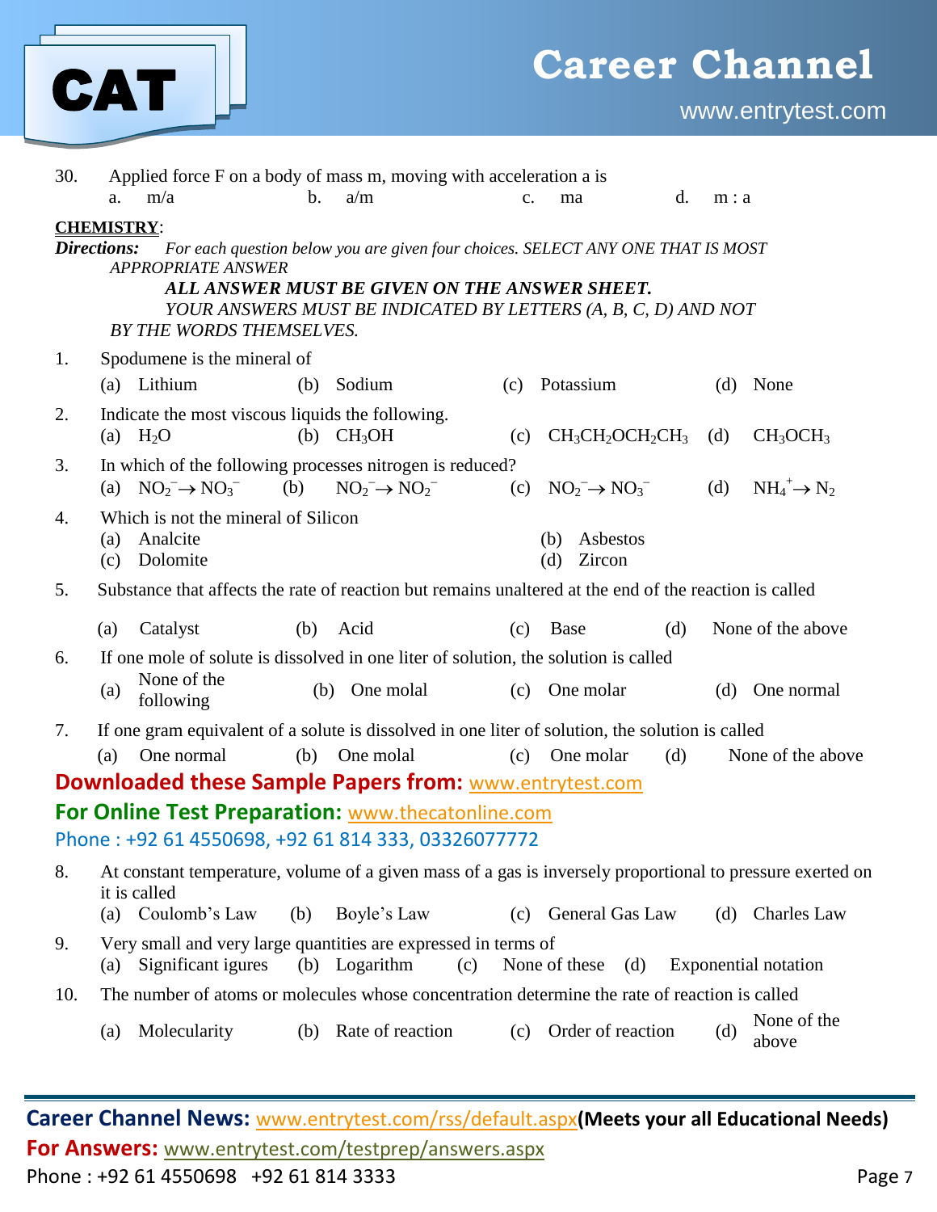30. Applied force F on a body of mass m, moving with acceleration a is
    a. m/a  b. a/m  c. ma  d. m : a

**CHEMISTRY**:

***Directions:*** *For each question below you are given four choices. SELECT ANY ONE THAT IS MOST APPROPRIATE ANSWER*

***ALL ANSWER MUST BE GIVEN ON THE ANSWER SHEET.***

*YOUR ANSWERS MUST BE INDICATED BY LETTERS (A, B, C, D) AND NOT BY THE WORDS THEMSELVES.*

1. Spodumene is the mineral of
   (a) Lithium  (b) Sodium  (c) Potassium  (d) None

2. Indicate the most viscous liquids the following.
   (a) $H_2O$  (b) $CH_3OH$  (c) $CH_3CH_2OCH_2CH_3$  (d) $CH_3OCH_3$

3. In which of the following processes nitrogen is reduced?
   (a) $NO_2^- \rightarrow NO_3^-$  (b) $NO_2^- \rightarrow NO_2^-$  (c) $NO_2^- \rightarrow NO_3^-$  (d) $NH_4^+ \rightarrow N_2$

4. Which is not the mineral of Silicon
   (a) Analcite  (b) Asbestos
   (c) Dolomite  (d) Zircon

5. Substance that affects the rate of reaction but remains unaltered at the end of the reaction is called
   (a) Catalyst  (b) Acid  (c) Base  (d) None of the above

6. If one mole of solute is dissolved in one liter of solution, the solution is called
   (a) None of the following  (b) One molal  (c) One molar  (d) One normal

7. If one gram equivalent of a solute is dissolved in one liter of solution, the solution is called
   (a) One normal  (b) One molal  (c) One molar  (d) None of the above

**Downloaded these Sample Papers from:** www.entrytest.com

**For Online Test Preparation:** www.thecatonline.com

Phone : +92 61 4550698, +92 61 814 333, 03326077772

8. At constant temperature, volume of a given mass of a gas is inversely proportional to pressure exerted on it is called
   (a) Coulomb's Law  (b) Boyle's Law  (c) General Gas Law  (d) Charles Law

9. Very small and very large quantities are expressed in terms of
   (a) Significant igures  (b) Logarithm  (c) None of these  (d) Exponential notation

10. The number of atoms or molecules whose concentration determine the rate of reaction is called
    (a) Molecularity  (b) Rate of reaction  (c) Order of reaction  (d) None of the above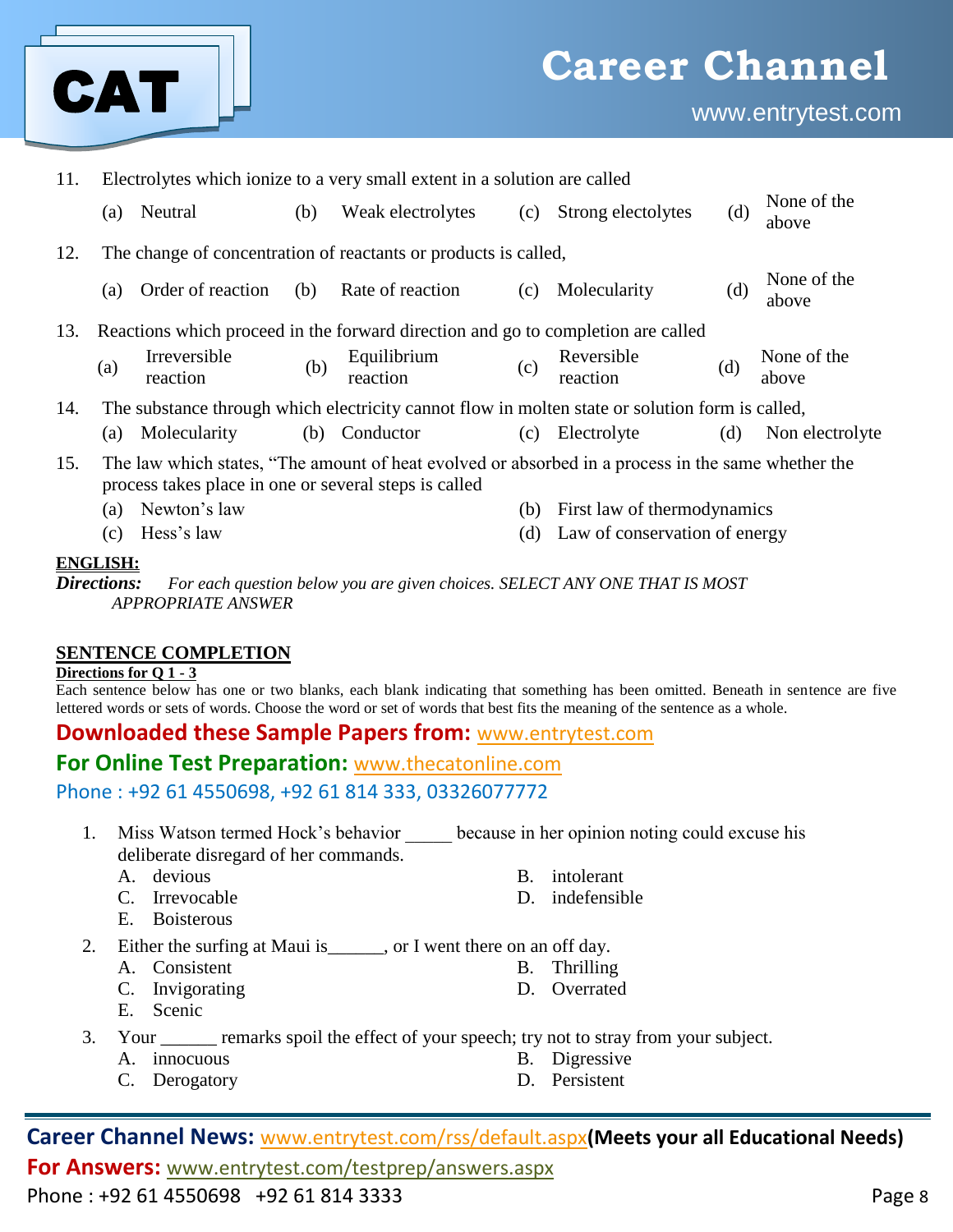11. Electrolytes which ionize to a very small extent in a solution are called
    (a) Neutral (b) Weak electrolytes (c) Strong electrolytes (d) None of the above

12. The change of concentration of reactants or products is called,
    (a) Order of reaction (b) Rate of reaction (c) Molecularity (d) None of the above

13. Reactions which proceed in the forward direction and go to completion are called
    (a) Irreversible reaction (b) Equilibrium reaction (c) Reversible reaction (d) None of the above

14. The substance through which electricity cannot flow in molten state or solution form is called,
    (a) Molecularity (b) Conductor (c) Electrolyte (d) Non electrolyte

15. The law which states, "The amount of heat evolved or absorbed in a process in the same whether the process takes place in one or several steps is called
    (a) Newton's law
    (b) First law of thermodynamics
    (c) Hess's law
    (d) Law of conservation of energy

**ENGLISH:**

***Directions:*** *For each question below you are given choices. SELECT ANY ONE THAT IS MOST APPROPRIATE ANSWER*

**SENTENCE COMPLETION**

**Directions for Q 1 - 3**

Each sentence below has one or two blanks, each blank indicating that something has been omitted. Beneath in sentence are five lettered words or sets of words. Choose the word or set of words that best fits the meaning of the sentence as a whole.

**Downloaded these Sample Papers from:** www.entrytest.com

**For Online Test Preparation:** www.thecatonline.com

Phone : +92 61 4550698, +92 61 814 333, 03326077772

1. Miss Watson termed Hock's behavior _____ because in her opinion noting could excuse his deliberate disregard of her commands.
   A. devious
   B. intolerant
   C. Irrevocable
   D. indefensible
   E. Boisterous

2. Either the surfing at Maui is______, or I went there on an off day.
   A. Consistent
   B. Thrilling
   C. Invigorating
   D. Overrated
   E. Scenic

3. Your ______ remarks spoil the effect of your speech; try not to stray from your subject.
   A. innocuous
   B. Digressive
   C. Derogatory
   D. Persistent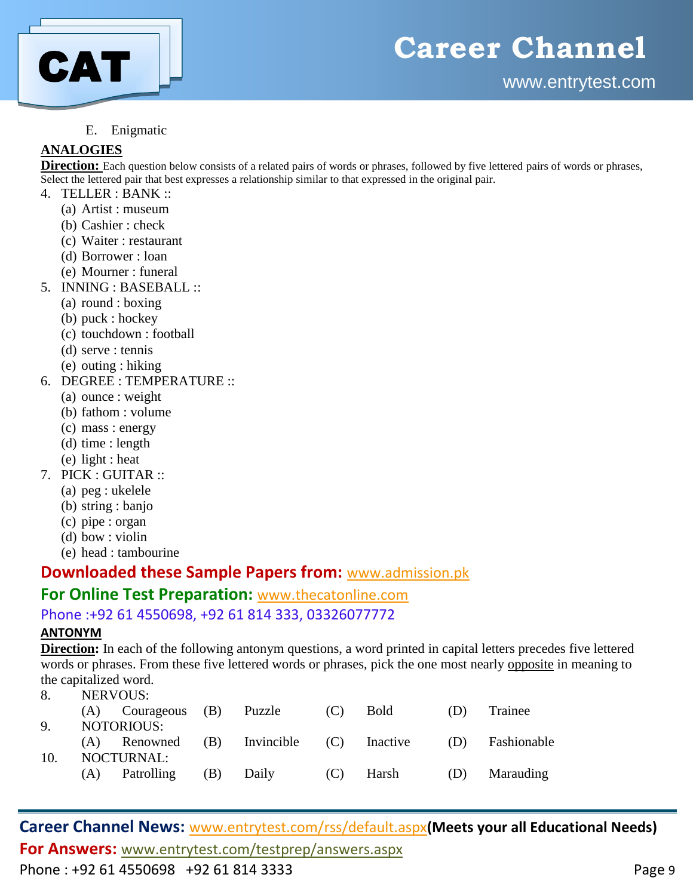E. Enigmatic

**ANALOGIES**

**Direction:** Each question below consists of a related pairs of words or phrases, followed by five lettered pairs of words or phrases, Select the lettered pair that best expresses a relationship similar to that expressed in the original pair.

4. TELLER : BANK ::
   (a) Artist : museum
   (b) Cashier : check
   (c) Waiter : restaurant
   (d) Borrower : loan
   (e) Mourner : funeral
5. INNING : BASEBALL ::
   (a) round : boxing
   (b) puck : hockey
   (c) touchdown : football
   (d) serve : tennis
   (e) outing : hiking
6. DEGREE : TEMPERATURE ::
   (a) ounce : weight
   (b) fathom : volume
   (c) mass : energy
   (d) time : length
   (e) light : heat
7. PICK : GUITAR ::
   (a) peg : ukelele
   (b) string : banjo
   (c) pipe : organ
   (d) bow : violin
   (e) head : tambourine

**Downloaded these Sample Papers from:** www.admission.pk

**For Online Test Preparation:** www.thecatonline.com

Phone :+92 61 4550698, +92 61 814 333, 03326077772

**ANTONYM**

**Direction:** In each of the following antonym questions, a word printed in capital letters precedes five lettered words or phrases. From these five lettered words or phrases, pick the one most nearly opposite in meaning to the capitalized word.

8. NERVOUS:
   (A) Courageous (B) Puzzle (C) Bold (D) Trainee
9. NOTORIOUS:
   (A) Renowned (B) Invincible (C) Inactive (D) Fashionable
10. NOCTURNAL:
   (A) Patrolling (B) Daily (C) Harsh (D) Marauding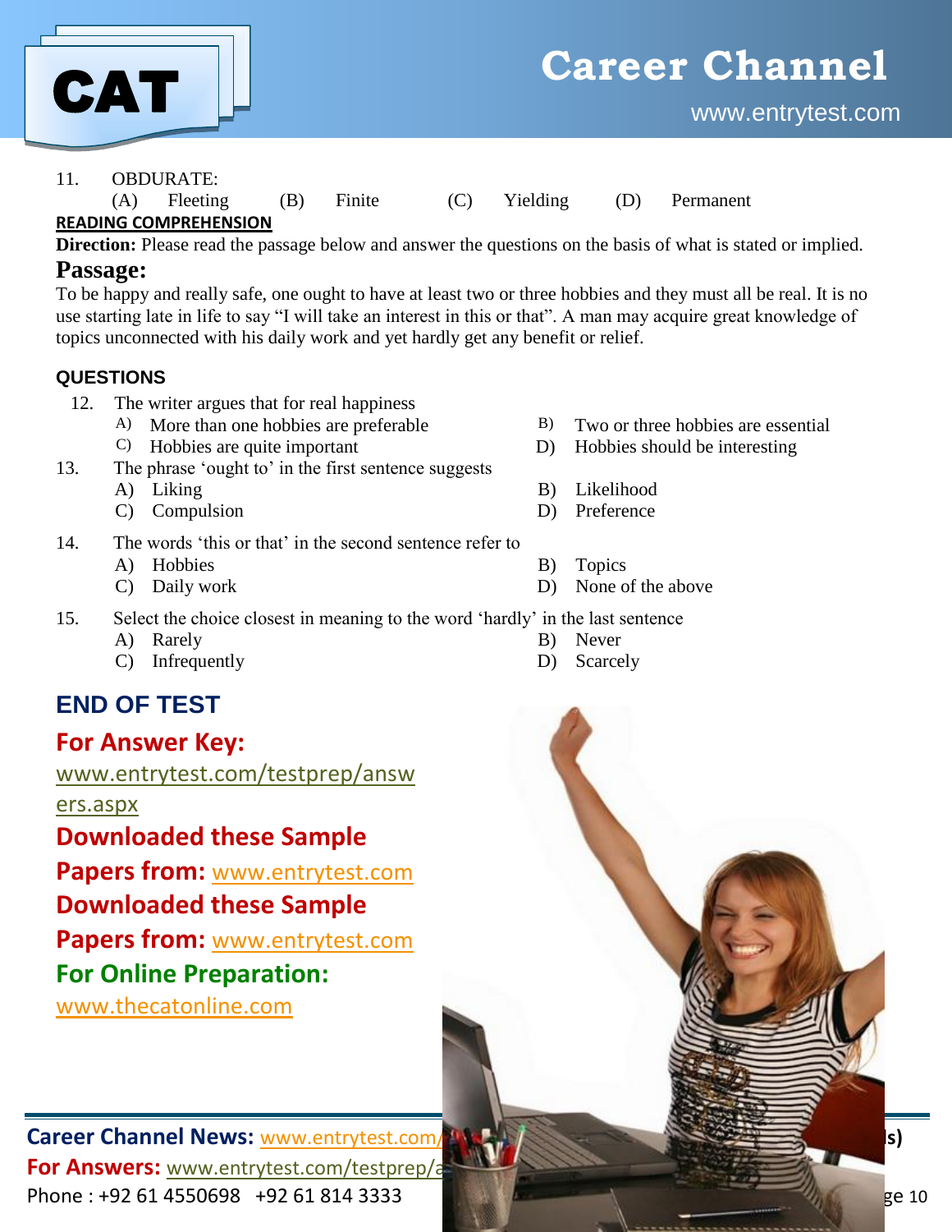11. OBDURATE:
    (A) Fleeting (B) Finite (C) Yielding (D) Permanent

**READING COMPREHENSION**

**Direction:** Please read the passage below and answer the questions on the basis of what is stated or implied.

## Passage:

To be happy and really safe, one ought to have at least two or three hobbies and they must all be real. It is no use starting late in life to say "I will take an interest in this or that". A man may acquire great knowledge of topics unconnected with his daily work and yet hardly get any benefit or relief.

**QUESTIONS**

12. The writer argues that for real happiness
    A) More than one hobbies are preferable
    B) Two or three hobbies are essential
    C) Hobbies are quite important
    D) Hobbies should be interesting
13. The phrase 'ought to' in the first sentence suggests
    A) Liking
    B) Likelihood
    C) Compulsion
    D) Preference
14. The words 'this or that' in the second sentence refer to
    A) Hobbies
    B) Topics
    C) Daily work
    D) None of the above
15. Select the choice closest in meaning to the word 'hardly' in the last sentence
    A) Rarely
    B) Never
    C) Infrequently
    D) Scarcely

## END OF TEST

**For Answer Key:**
www.entrytest.com/testprep/answers.aspx

**Downloaded these Sample Papers from:** www.entrytest.com

**Downloaded these Sample Papers from:** www.entrytest.com

**For Online Preparation:**
www.thecatonline.com